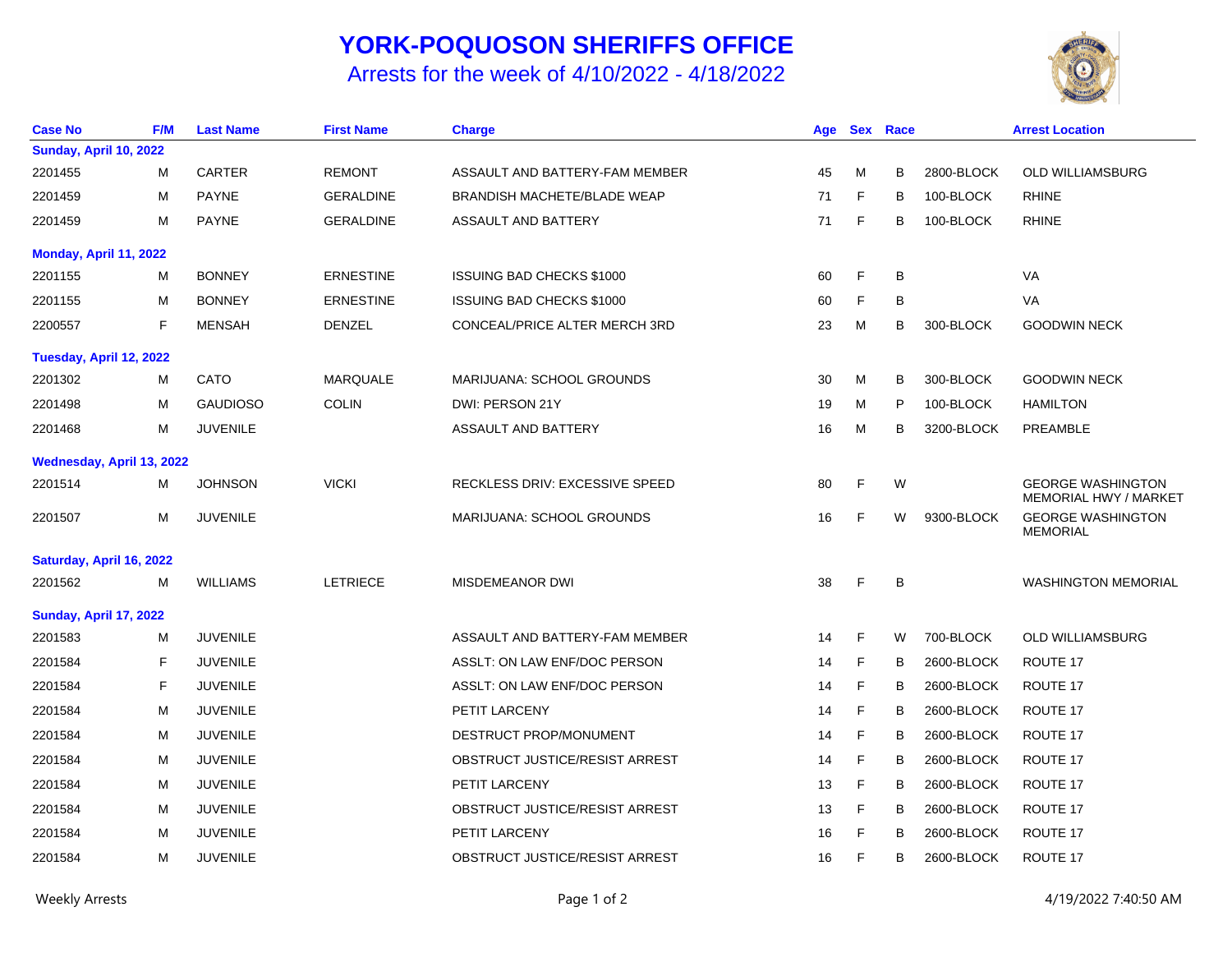# YORK-POQUOSON SHERIFFS OFFICE

## Arrests for the week of 4/10/2022 - 4/18/2022

| Case No | F/M | Last Name | First Name | Charge | Age | Sex | Race | | Arrest Location |
|---|---|---|---|---|---|---|---|---|---|
| **Sunday, April 10, 2022** | | | | | | | | | |
| 2201455 | M | CARTER | REMONT | ASSAULT AND BATTERY-FAM MEMBER | 45 | M | B | 2800-BLOCK | OLD WILLIAMSBURG |
| 2201459 | M | PAYNE | GERALDINE | BRANDISH MACHETE/BLADE WEAP | 71 | F | B | 100-BLOCK | RHINE |
| 2201459 | M | PAYNE | GERALDINE | ASSAULT AND BATTERY | 71 | F | B | 100-BLOCK | RHINE |
| **Monday, April 11, 2022** | | | | | | | | | |
| 2201155 | M | BONNEY | ERNESTINE | ISSUING BAD CHECKS $1000 | 60 | F | B | | VA |
| 2201155 | M | BONNEY | ERNESTINE | ISSUING BAD CHECKS $1000 | 60 | F | B | | VA |
| 2200557 | F | MENSAH | DENZEL | CONCEAL/PRICE ALTER MERCH 3RD | 23 | M | B | 300-BLOCK | GOODWIN NECK |
| **Tuesday, April 12, 2022** | | | | | | | | | |
| 2201302 | M | CATO | MARQUALE | MARIJUANA: SCHOOL GROUNDS | 30 | M | B | 300-BLOCK | GOODWIN NECK |
| 2201498 | M | GAUDIOSO | COLIN | DWI: PERSON 21Y | 19 | M | P | 100-BLOCK | HAMILTON |
| 2201468 | M | JUVENILE | | ASSAULT AND BATTERY | 16 | M | B | 3200-BLOCK | PREAMBLE |
| **Wednesday, April 13, 2022** | | | | | | | | | |
| 2201514 | M | JOHNSON | VICKI | RECKLESS DRIV: EXCESSIVE SPEED | 80 | F | W | | GEORGE WASHINGTON MEMORIAL HWY / MARKET |
| 2201507 | M | JUVENILE | | MARIJUANA: SCHOOL GROUNDS | 16 | F | W | 9300-BLOCK | GEORGE WASHINGTON MEMORIAL |
| **Saturday, April 16, 2022** | | | | | | | | | |
| 2201562 | M | WILLIAMS | LETRIECE | MISDEMEANOR DWI | 38 | F | B | | WASHINGTON MEMORIAL |
| **Sunday, April 17, 2022** | | | | | | | | | |
| 2201583 | M | JUVENILE | | ASSAULT AND BATTERY-FAM MEMBER | 14 | F | W | 700-BLOCK | OLD WILLIAMSBURG |
| 2201584 | F | JUVENILE | | ASSLT: ON LAW ENF/DOC PERSON | 14 | F | B | 2600-BLOCK | ROUTE 17 |
| 2201584 | F | JUVENILE | | ASSLT: ON LAW ENF/DOC PERSON | 14 | F | B | 2600-BLOCK | ROUTE 17 |
| 2201584 | M | JUVENILE | | PETIT LARCENY | 14 | F | B | 2600-BLOCK | ROUTE 17 |
| 2201584 | M | JUVENILE | | DESTRUCT PROP/MONUMENT | 14 | F | B | 2600-BLOCK | ROUTE 17 |
| 2201584 | M | JUVENILE | | OBSTRUCT JUSTICE/RESIST ARREST | 14 | F | B | 2600-BLOCK | ROUTE 17 |
| 2201584 | M | JUVENILE | | PETIT LARCENY | 13 | F | B | 2600-BLOCK | ROUTE 17 |
| 2201584 | M | JUVENILE | | OBSTRUCT JUSTICE/RESIST ARREST | 13 | F | B | 2600-BLOCK | ROUTE 17 |
| 2201584 | M | JUVENILE | | PETIT LARCENY | 16 | F | B | 2600-BLOCK | ROUTE 17 |
| 2201584 | M | JUVENILE | | OBSTRUCT JUSTICE/RESIST ARREST | 16 | F | B | 2600-BLOCK | ROUTE 17 |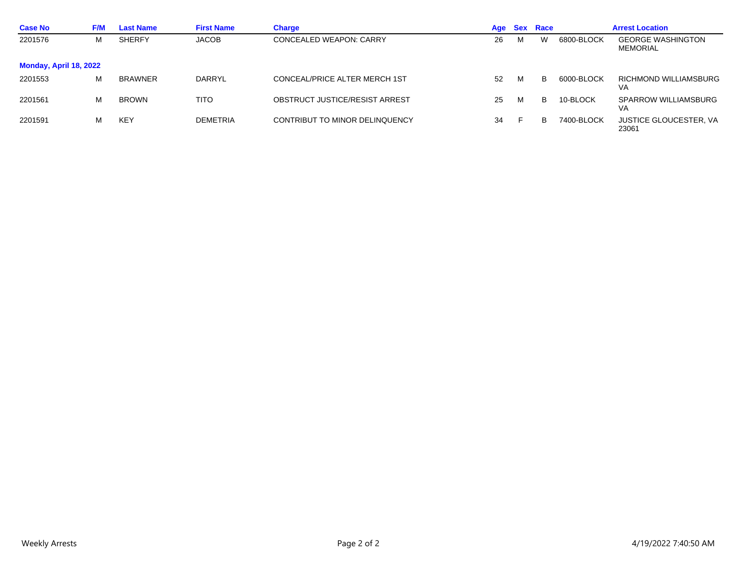| Case No | F/M | Last Name | First Name | Charge | Age | Sex | Race | | Arrest Location |
|---|---|---|---|---|---|---|---|---|---|
| 2201576 | M | SHERFY | JACOB | CONCEALED WEAPON: CARRY | 26 | M | W | 6800-BLOCK | GEORGE WASHINGTON MEMORIAL |
| **Monday, April 18, 2022** | | | | | | | | | |
| 2201553 | M | BRAWNER | DARRYL | CONCEAL/PRICE ALTER MERCH 1ST | 52 | M | B | 6000-BLOCK | RICHMOND WILLIAMSBURG VA |
| 2201561 | M | BROWN | TITO | OBSTRUCT JUSTICE/RESIST ARREST | 25 | M | B | 10-BLOCK | SPARROW WILLIAMSBURG VA |
| 2201591 | M | KEY | DEMETRIA | CONTRIBUT TO MINOR DELINQUENCY | 34 | F | B | 7400-BLOCK | JUSTICE GLOUCESTER, VA 23061 |